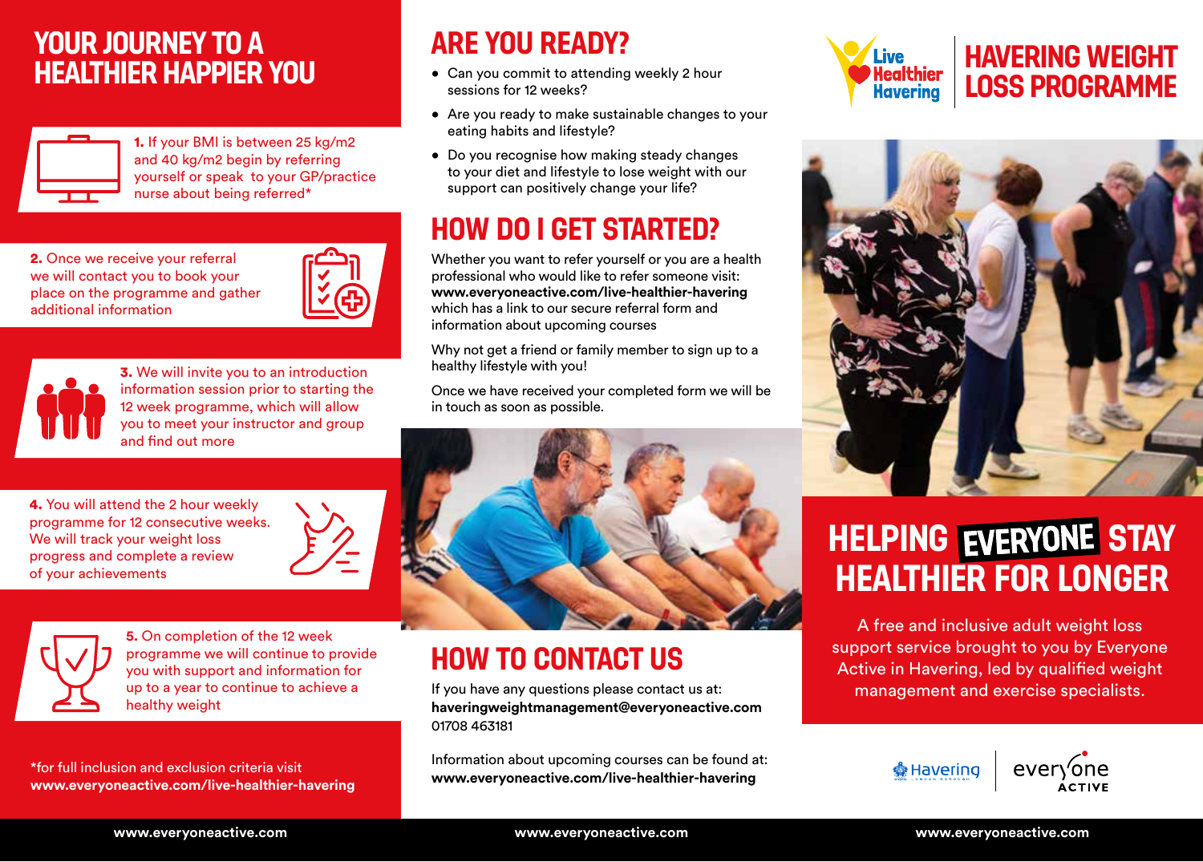# YOUR JOURNEY TO A HEALTHIER HAPPIER YOU

**1.** If your BMI is between 25 kg/m2 and 40 kg/m2 begin by referring yourself or speak to your GP/practice nurse about being referred*

**2.** Once we receive your referral we will contact you to book your place on the programme and gather additional information

**3.** We will invite you to an introduction information session prior to starting the 12 week programme, which will allow you to meet your instructor and group and find out more

**4.** You will attend the 2 hour weekly programme for 12 consecutive weeks. We will track your weight loss progress and complete a review of your achievements

**5.** On completion of the 12 week programme we will continue to provide you with support and information for up to a year to continue to achieve a healthy weight

*for full inclusion and exclusion criteria visit **www.everyoneactive.com/live-healthier-havering**

## ARE YOU READY?

- Can you commit to attending weekly 2 hour sessions for 12 weeks?
- Are you ready to make sustainable changes to your eating habits and lifestyle?
- Do you recognise how making steady changes to your diet and lifestyle to lose weight with our support can positively change your life?

## HOW DO I GET STARTED?

Whether you want to refer yourself or you are a health professional who would like to refer someone visit: **www.everyoneactive.com/live-healthier-havering** which has a link to our secure referral form and information about upcoming courses

Why not get a friend or family member to sign up to a healthy lifestyle with you!

Once we have received your completed form we will be in touch as soon as possible.

## HOW TO CONTACT US

If you have any questions please contact us at:
**haveringweightmanagement@everyoneactive.com**
01708 463181

Information about upcoming courses can be found at:
**www.everyoneactive.com/live-healthier-havering**

Live Healthier Havering

# HAVERING WEIGHT LOSS PROGRAMME

## HELPING EVERYONE STAY HEALTHIER FOR LONGER

A free and inclusive adult weight loss support service brought to you by Everyone Active in Havering, led by qualified weight management and exercise specialists.

Havering London Borough | everyone ACTIVE

www.everyoneactive.com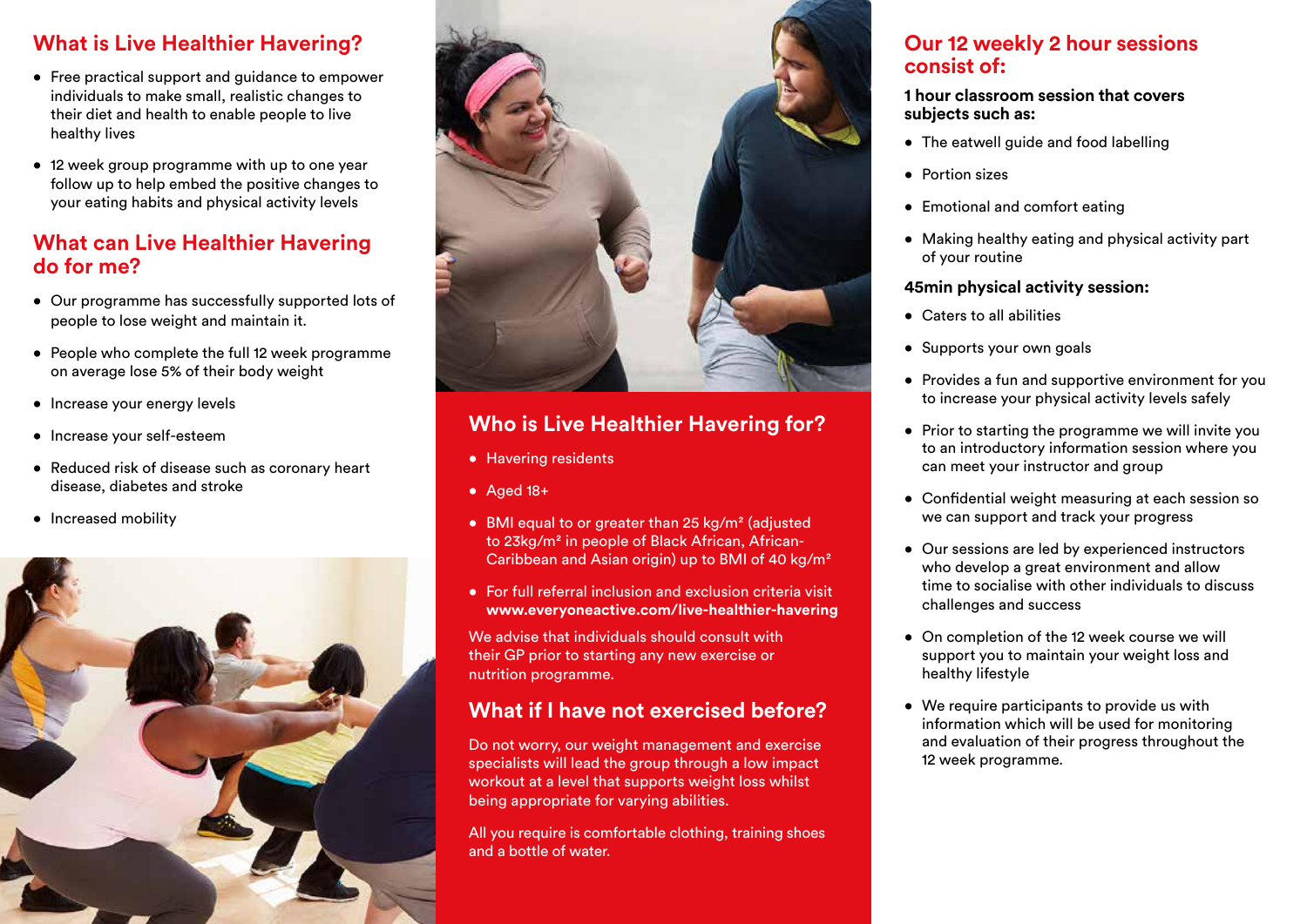## What is Live Healthier Havering?

- Free practical support and guidance to empower individuals to make small, realistic changes to their diet and health to enable people to live healthy lives
- 12 week group programme with up to one year follow up to help embed the positive changes to your eating habits and physical activity levels

## What can Live Healthier Havering do for me?

- Our programme has successfully supported lots of people to lose weight and maintain it.
- People who complete the full 12 week programme on average lose 5% of their body weight
- Increase your energy levels
- Increase your self-esteem
- Reduced risk of disease such as coronary heart disease, diabetes and stroke
- Increased mobility

## Who is Live Healthier Havering for?

- Havering residents
- Aged 18+
- BMI equal to or greater than 25 kg/m² (adjusted to 23kg/m² in people of Black African, African-Caribbean and Asian origin) up to BMI of 40 kg/m²
- For full referral inclusion and exclusion criteria visit **www.everyoneactive.com/live-healthier-havering**

We advise that individuals should consult with their GP prior to starting any new exercise or nutrition programme.

## What if I have not exercised before?

Do not worry, our weight management and exercise specialists will lead the group through a low impact workout at a level that supports weight loss whilst being appropriate for varying abilities.

All you require is comfortable clothing, training shoes and a bottle of water.

## Our 12 weekly 2 hour sessions consist of:

**1 hour classroom session that covers subjects such as:**

- The eatwell guide and food labelling
- Portion sizes
- Emotional and comfort eating
- Making healthy eating and physical activity part of your routine

**45min physical activity session:**

- Caters to all abilities
- Supports your own goals
- Provides a fun and supportive environment for you to increase your physical activity levels safely
- Prior to starting the programme we will invite you to an introductory information session where you can meet your instructor and group
- Confidential weight measuring at each session so we can support and track your progress
- Our sessions are led by experienced instructors who develop a great environment and allow time to socialise with other individuals to discuss challenges and success
- On completion of the 12 week course we will support you to maintain your weight loss and healthy lifestyle
- We require participants to provide us with information which will be used for monitoring and evaluation of their progress throughout the 12 week programme.